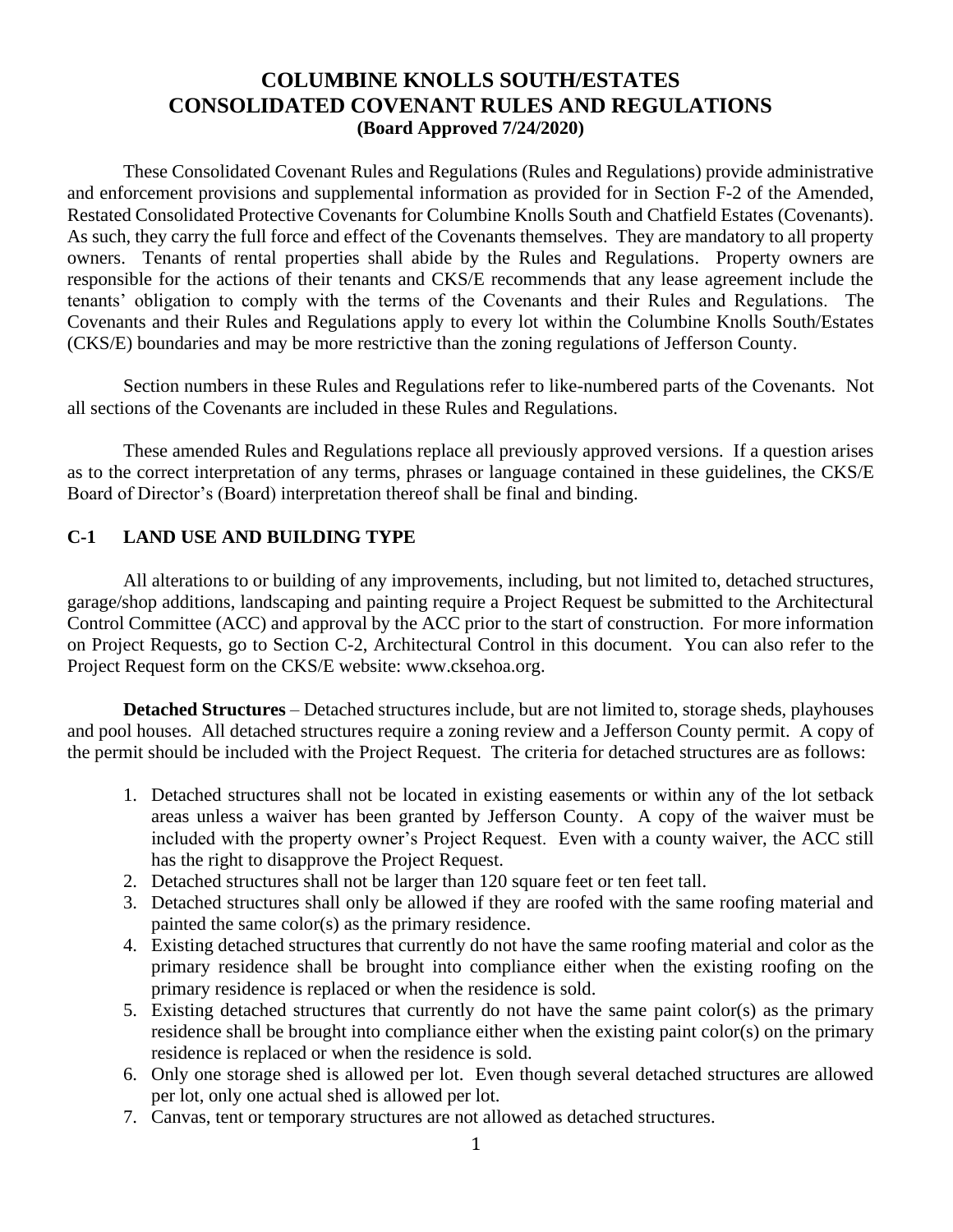# COLUMBINE KNOLLS SOUTH/ESTATES
# CONSOLIDATED COVENANT RULES AND REGULATIONS
**(Board Approved 7/24/2020)**

These Consolidated Covenant Rules and Regulations (Rules and Regulations) provide administrative and enforcement provisions and supplemental information as provided for in Section F-2 of the Amended, Restated Consolidated Protective Covenants for Columbine Knolls South and Chatfield Estates (Covenants). As such, they carry the full force and effect of the Covenants themselves. They are mandatory to all property owners. Tenants of rental properties shall abide by the Rules and Regulations. Property owners are responsible for the actions of their tenants and CKS/E recommends that any lease agreement include the tenants' obligation to comply with the terms of the Covenants and their Rules and Regulations. The Covenants and their Rules and Regulations apply to every lot within the Columbine Knolls South/Estates (CKS/E) boundaries and may be more restrictive than the zoning regulations of Jefferson County.

Section numbers in these Rules and Regulations refer to like-numbered parts of the Covenants. Not all sections of the Covenants are included in these Rules and Regulations.

These amended Rules and Regulations replace all previously approved versions. If a question arises as to the correct interpretation of any terms, phrases or language contained in these guidelines, the CKS/E Board of Director's (Board) interpretation thereof shall be final and binding.

## C-1 LAND USE AND BUILDING TYPE

All alterations to or building of any improvements, including, but not limited to, detached structures, garage/shop additions, landscaping and painting require a Project Request be submitted to the Architectural Control Committee (ACC) and approval by the ACC prior to the start of construction. For more information on Project Requests, go to Section C-2, Architectural Control in this document. You can also refer to the Project Request form on the CKS/E website: www.cksehoa.org.

**Detached Structures** – Detached structures include, but are not limited to, storage sheds, playhouses and pool houses. All detached structures require a zoning review and a Jefferson County permit. A copy of the permit should be included with the Project Request. The criteria for detached structures are as follows:

1. Detached structures shall not be located in existing easements or within any of the lot setback areas unless a waiver has been granted by Jefferson County. A copy of the waiver must be included with the property owner's Project Request. Even with a county waiver, the ACC still has the right to disapprove the Project Request.
2. Detached structures shall not be larger than 120 square feet or ten feet tall.
3. Detached structures shall only be allowed if they are roofed with the same roofing material and painted the same color(s) as the primary residence.
4. Existing detached structures that currently do not have the same roofing material and color as the primary residence shall be brought into compliance either when the existing roofing on the primary residence is replaced or when the residence is sold.
5. Existing detached structures that currently do not have the same paint color(s) as the primary residence shall be brought into compliance either when the existing paint color(s) on the primary residence is replaced or when the residence is sold.
6. Only one storage shed is allowed per lot. Even though several detached structures are allowed per lot, only one actual shed is allowed per lot.
7. Canvas, tent or temporary structures are not allowed as detached structures.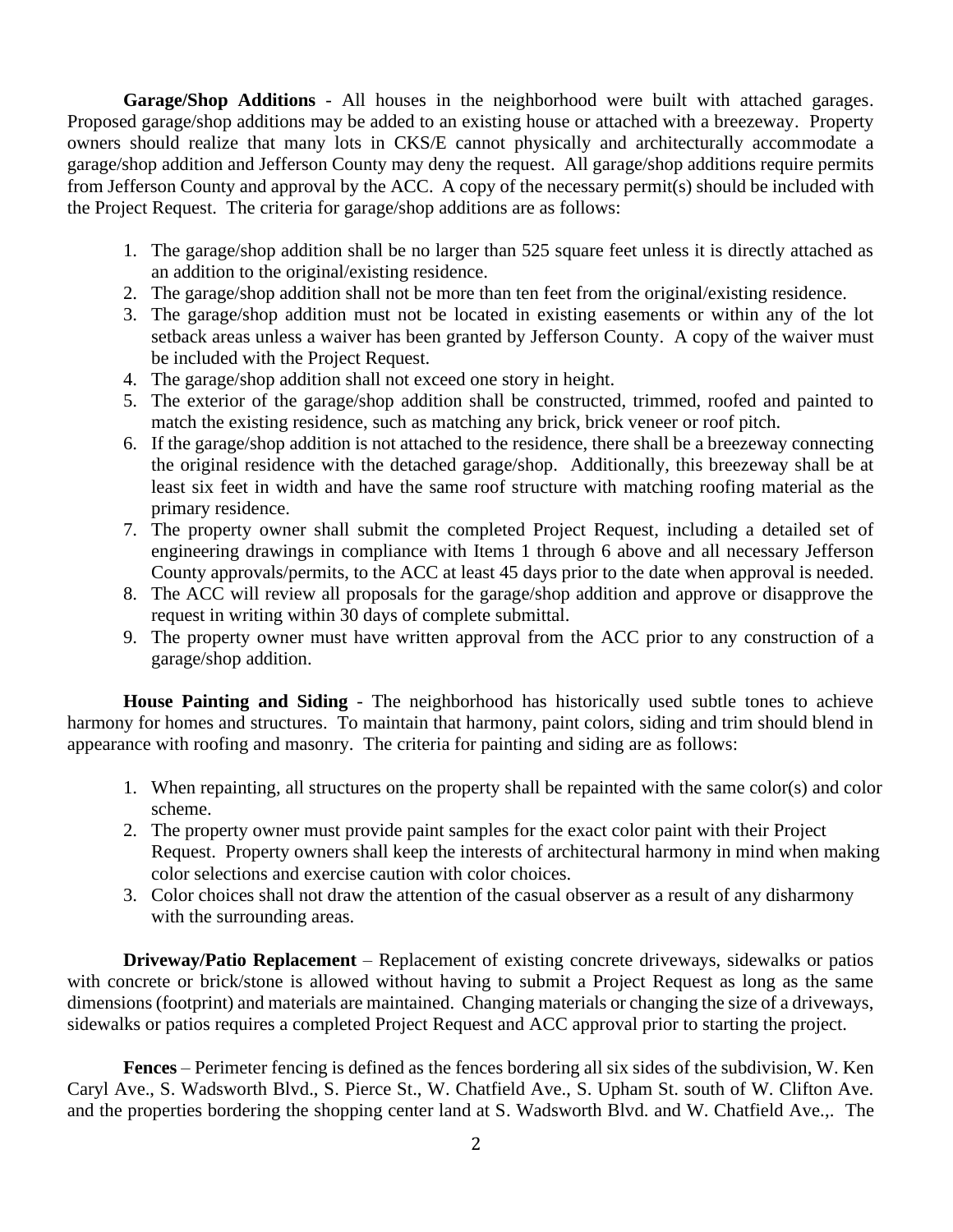**Garage/Shop Additions** - All houses in the neighborhood were built with attached garages. Proposed garage/shop additions may be added to an existing house or attached with a breezeway. Property owners should realize that many lots in CKS/E cannot physically and architecturally accommodate a garage/shop addition and Jefferson County may deny the request. All garage/shop additions require permits from Jefferson County and approval by the ACC. A copy of the necessary permit(s) should be included with the Project Request. The criteria for garage/shop additions are as follows:

1. The garage/shop addition shall be no larger than 525 square feet unless it is directly attached as an addition to the original/existing residence.
2. The garage/shop addition shall not be more than ten feet from the original/existing residence.
3. The garage/shop addition must not be located in existing easements or within any of the lot setback areas unless a waiver has been granted by Jefferson County. A copy of the waiver must be included with the Project Request.
4. The garage/shop addition shall not exceed one story in height.
5. The exterior of the garage/shop addition shall be constructed, trimmed, roofed and painted to match the existing residence, such as matching any brick, brick veneer or roof pitch.
6. If the garage/shop addition is not attached to the residence, there shall be a breezeway connecting the original residence with the detached garage/shop. Additionally, this breezeway shall be at least six feet in width and have the same roof structure with matching roofing material as the primary residence.
7. The property owner shall submit the completed Project Request, including a detailed set of engineering drawings in compliance with Items 1 through 6 above and all necessary Jefferson County approvals/permits, to the ACC at least 45 days prior to the date when approval is needed.
8. The ACC will review all proposals for the garage/shop addition and approve or disapprove the request in writing within 30 days of complete submittal.
9. The property owner must have written approval from the ACC prior to any construction of a garage/shop addition.

**House Painting and Siding** - The neighborhood has historically used subtle tones to achieve harmony for homes and structures. To maintain that harmony, paint colors, siding and trim should blend in appearance with roofing and masonry. The criteria for painting and siding are as follows:

1. When repainting, all structures on the property shall be repainted with the same color(s) and color scheme.
2. The property owner must provide paint samples for the exact color paint with their Project Request. Property owners shall keep the interests of architectural harmony in mind when making color selections and exercise caution with color choices.
3. Color choices shall not draw the attention of the casual observer as a result of any disharmony with the surrounding areas.

**Driveway/Patio Replacement** – Replacement of existing concrete driveways, sidewalks or patios with concrete or brick/stone is allowed without having to submit a Project Request as long as the same dimensions (footprint) and materials are maintained. Changing materials or changing the size of a driveways, sidewalks or patios requires a completed Project Request and ACC approval prior to starting the project.

**Fences** – Perimeter fencing is defined as the fences bordering all six sides of the subdivision, W. Ken Caryl Ave., S. Wadsworth Blvd., S. Pierce St., W. Chatfield Ave., S. Upham St. south of W. Clifton Ave. and the properties bordering the shopping center land at S. Wadsworth Blvd. and W. Chatfield Ave.,. The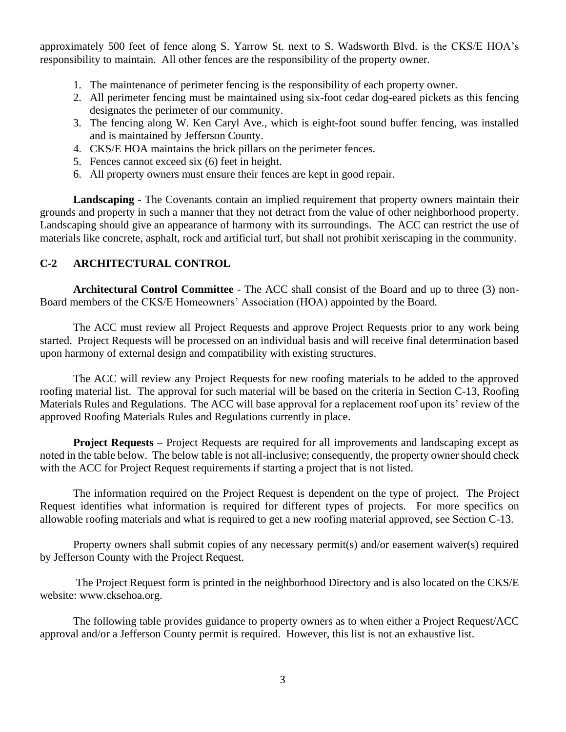approximately 500 feet of fence along S. Yarrow St. next to S. Wadsworth Blvd. is the CKS/E HOA's responsibility to maintain. All other fences are the responsibility of the property owner.

1. The maintenance of perimeter fencing is the responsibility of each property owner.
2. All perimeter fencing must be maintained using six-foot cedar dog-eared pickets as this fencing designates the perimeter of our community.
3. The fencing along W. Ken Caryl Ave., which is eight-foot sound buffer fencing, was installed and is maintained by Jefferson County.
4. CKS/E HOA maintains the brick pillars on the perimeter fences.
5. Fences cannot exceed six (6) feet in height.
6. All property owners must ensure their fences are kept in good repair.

**Landscaping** - The Covenants contain an implied requirement that property owners maintain their grounds and property in such a manner that they not detract from the value of other neighborhood property. Landscaping should give an appearance of harmony with its surroundings. The ACC can restrict the use of materials like concrete, asphalt, rock and artificial turf, but shall not prohibit xeriscaping in the community.

## C-2 ARCHITECTURAL CONTROL

**Architectural Control Committee** - The ACC shall consist of the Board and up to three (3) non-Board members of the CKS/E Homeowners' Association (HOA) appointed by the Board.

The ACC must review all Project Requests and approve Project Requests prior to any work being started. Project Requests will be processed on an individual basis and will receive final determination based upon harmony of external design and compatibility with existing structures.

The ACC will review any Project Requests for new roofing materials to be added to the approved roofing material list. The approval for such material will be based on the criteria in Section C-13, Roofing Materials Rules and Regulations. The ACC will base approval for a replacement roof upon its' review of the approved Roofing Materials Rules and Regulations currently in place.

**Project Requests** – Project Requests are required for all improvements and landscaping except as noted in the table below. The below table is not all-inclusive; consequently, the property owner should check with the ACC for Project Request requirements if starting a project that is not listed.

The information required on the Project Request is dependent on the type of project. The Project Request identifies what information is required for different types of projects. For more specifics on allowable roofing materials and what is required to get a new roofing material approved, see Section C-13.

Property owners shall submit copies of any necessary permit(s) and/or easement waiver(s) required by Jefferson County with the Project Request.

The Project Request form is printed in the neighborhood Directory and is also located on the CKS/E website: www.cksehoa.org.

The following table provides guidance to property owners as to when either a Project Request/ACC approval and/or a Jefferson County permit is required. However, this list is not an exhaustive list.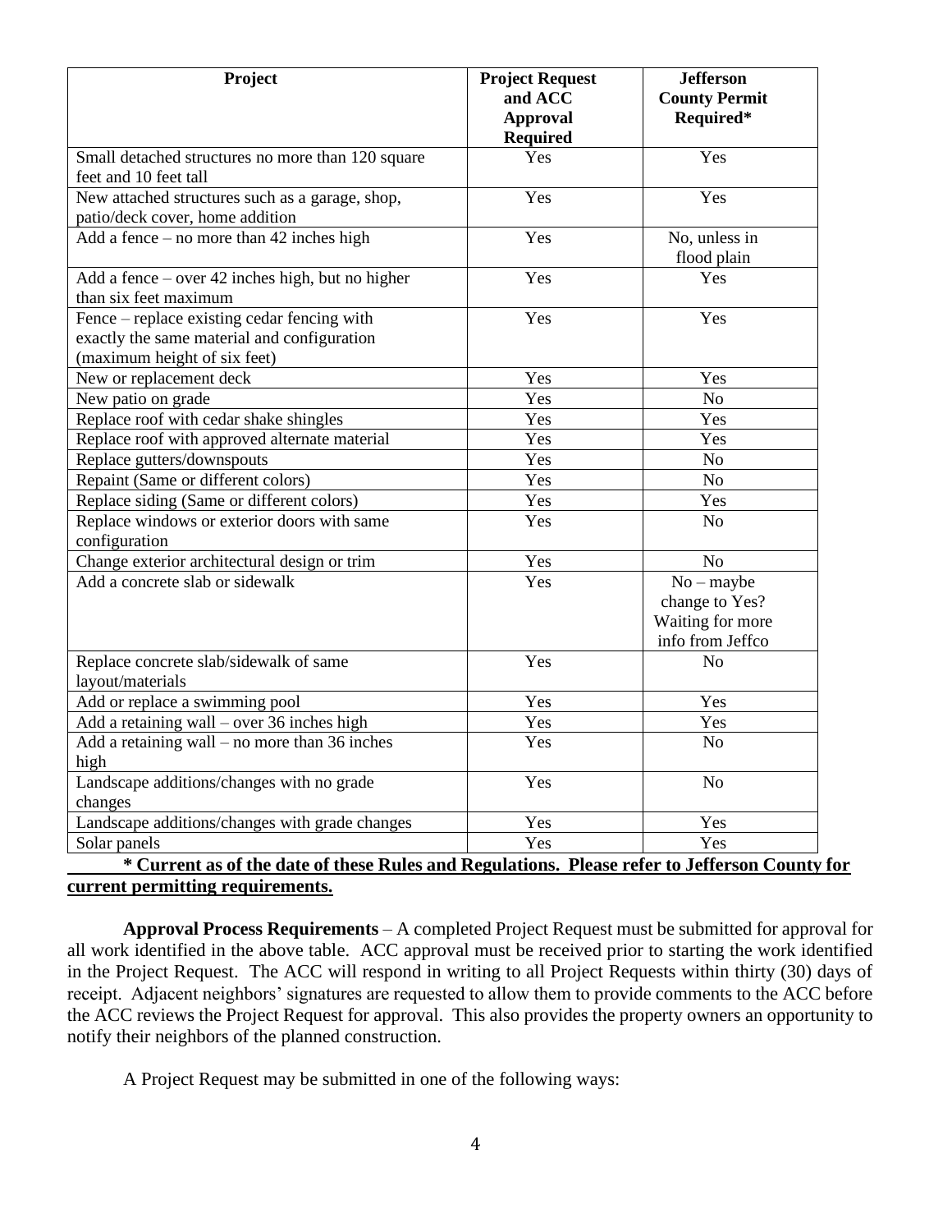| Project | Project Request and ACC Approval Required | Jefferson County Permit Required* |
|---|---|---|
| Small detached structures no more than 120 square feet and 10 feet tall | Yes | Yes |
| New attached structures such as a garage, shop, patio/deck cover, home addition | Yes | Yes |
| Add a fence – no more than 42 inches high | Yes | No, unless in flood plain |
| Add a fence – over 42 inches high, but no higher than six feet maximum | Yes | Yes |
| Fence – replace existing cedar fencing with exactly the same material and configuration (maximum height of six feet) | Yes | Yes |
| New or replacement deck | Yes | Yes |
| New patio on grade | Yes | No |
| Replace roof with cedar shake shingles | Yes | Yes |
| Replace roof with approved alternate material | Yes | Yes |
| Replace gutters/downspouts | Yes | No |
| Repaint (Same or different colors) | Yes | No |
| Replace siding (Same or different colors) | Yes | Yes |
| Replace windows or exterior doors with same configuration | Yes | No |
| Change exterior architectural design or trim | Yes | No |
| Add a concrete slab or sidewalk | Yes | No – maybe change to Yes? Waiting for more info from Jeffco |
| Replace concrete slab/sidewalk of same layout/materials | Yes | No |
| Add or replace a swimming pool | Yes | Yes |
| Add a retaining wall – over 36 inches high | Yes | Yes |
| Add a retaining wall – no more than 36 inches high | Yes | No |
| Landscape additions/changes with no grade changes | Yes | No |
| Landscape additions/changes with grade changes | Yes | Yes |
| Solar panels | Yes | Yes |

**<u>* Current as of the date of these Rules and Regulations. Please refer to Jefferson County for current permitting requirements.</u>**

**Approval Process Requirements** – A completed Project Request must be submitted for approval for all work identified in the above table. ACC approval must be received prior to starting the work identified in the Project Request. The ACC will respond in writing to all Project Requests within thirty (30) days of receipt. Adjacent neighbors' signatures are requested to allow them to provide comments to the ACC before the ACC reviews the Project Request for approval. This also provides the property owners an opportunity to notify their neighbors of the planned construction.

A Project Request may be submitted in one of the following ways: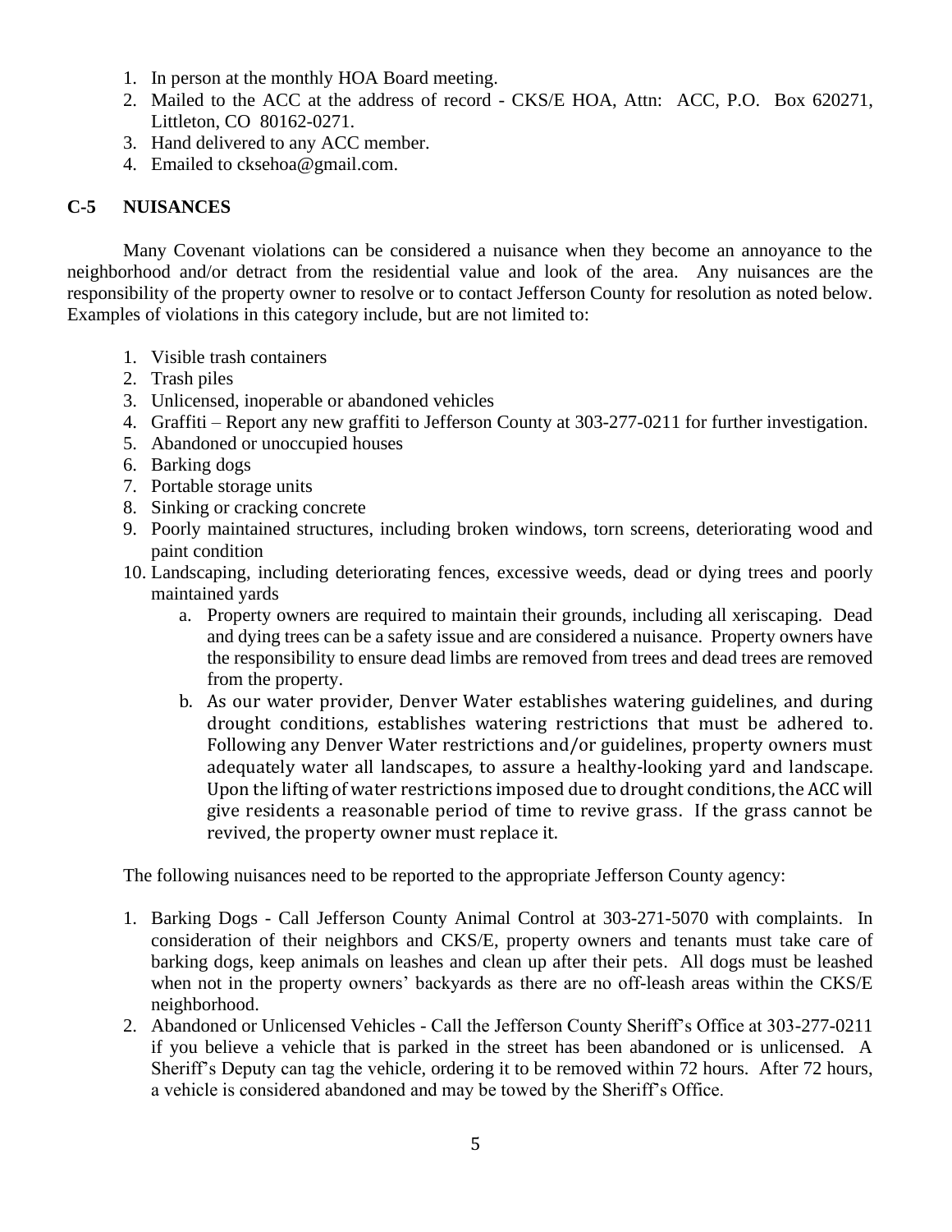1. In person at the monthly HOA Board meeting.
2. Mailed to the ACC at the address of record - CKS/E HOA, Attn: ACC, P.O. Box 620271, Littleton, CO 80162-0271.
3. Hand delivered to any ACC member.
4. Emailed to cksehoa@gmail.com.

## C-5 NUISANCES

Many Covenant violations can be considered a nuisance when they become an annoyance to the neighborhood and/or detract from the residential value and look of the area. Any nuisances are the responsibility of the property owner to resolve or to contact Jefferson County for resolution as noted below. Examples of violations in this category include, but are not limited to:

1. Visible trash containers
2. Trash piles
3. Unlicensed, inoperable or abandoned vehicles
4. Graffiti – Report any new graffiti to Jefferson County at 303-277-0211 for further investigation.
5. Abandoned or unoccupied houses
6. Barking dogs
7. Portable storage units
8. Sinking or cracking concrete
9. Poorly maintained structures, including broken windows, torn screens, deteriorating wood and paint condition
10. Landscaping, including deteriorating fences, excessive weeds, dead or dying trees and poorly maintained yards
    a. Property owners are required to maintain their grounds, including all xeriscaping. Dead and dying trees can be a safety issue and are considered a nuisance. Property owners have the responsibility to ensure dead limbs are removed from trees and dead trees are removed from the property.
    b. As our water provider, Denver Water establishes watering guidelines, and during drought conditions, establishes watering restrictions that must be adhered to. Following any Denver Water restrictions and/or guidelines, property owners must adequately water all landscapes, to assure a healthy-looking yard and landscape. Upon the lifting of water restrictions imposed due to drought conditions, the ACC will give residents a reasonable period of time to revive grass. If the grass cannot be revived, the property owner must replace it.

The following nuisances need to be reported to the appropriate Jefferson County agency:

1. Barking Dogs - Call Jefferson County Animal Control at 303-271-5070 with complaints. In consideration of their neighbors and CKS/E, property owners and tenants must take care of barking dogs, keep animals on leashes and clean up after their pets. All dogs must be leashed when not in the property owners' backyards as there are no off-leash areas within the CKS/E neighborhood.
2. Abandoned or Unlicensed Vehicles - Call the Jefferson County Sheriff's Office at 303-277-0211 if you believe a vehicle that is parked in the street has been abandoned or is unlicensed. A Sheriff's Deputy can tag the vehicle, ordering it to be removed within 72 hours. After 72 hours, a vehicle is considered abandoned and may be towed by the Sheriff's Office.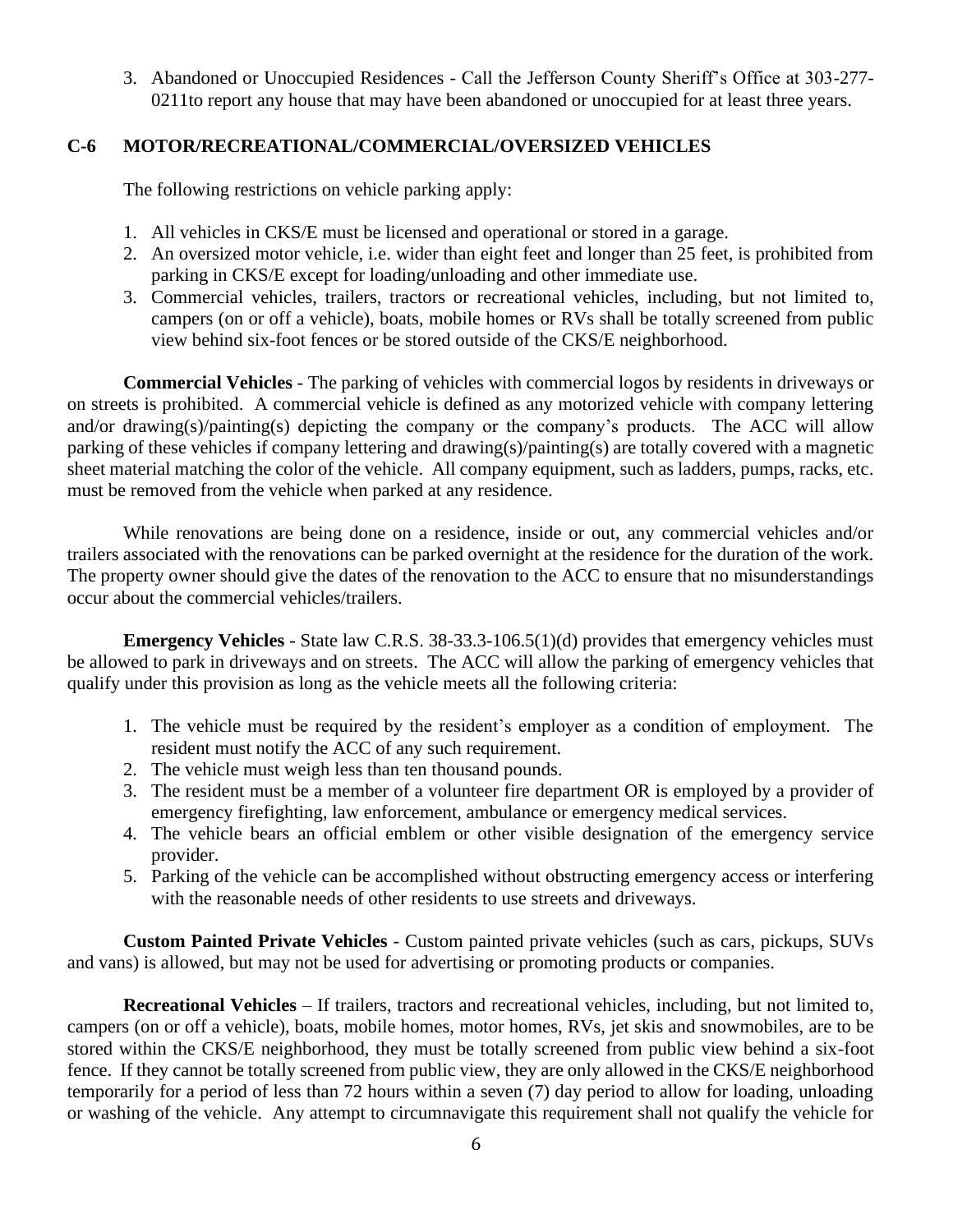3. Abandoned or Unoccupied Residences - Call the Jefferson County Sheriff's Office at 303-277-0211to report any house that may have been abandoned or unoccupied for at least three years.

## C-6 MOTOR/RECREATIONAL/COMMERCIAL/OVERSIZED VEHICLES

The following restrictions on vehicle parking apply:

1. All vehicles in CKS/E must be licensed and operational or stored in a garage.
2. An oversized motor vehicle, i.e. wider than eight feet and longer than 25 feet, is prohibited from parking in CKS/E except for loading/unloading and other immediate use.
3. Commercial vehicles, trailers, tractors or recreational vehicles, including, but not limited to, campers (on or off a vehicle), boats, mobile homes or RVs shall be totally screened from public view behind six-foot fences or be stored outside of the CKS/E neighborhood.

**Commercial Vehicles** - The parking of vehicles with commercial logos by residents in driveways or on streets is prohibited. A commercial vehicle is defined as any motorized vehicle with company lettering and/or drawing(s)/painting(s) depicting the company or the company's products. The ACC will allow parking of these vehicles if company lettering and drawing(s)/painting(s) are totally covered with a magnetic sheet material matching the color of the vehicle. All company equipment, such as ladders, pumps, racks, etc. must be removed from the vehicle when parked at any residence.

While renovations are being done on a residence, inside or out, any commercial vehicles and/or trailers associated with the renovations can be parked overnight at the residence for the duration of the work. The property owner should give the dates of the renovation to the ACC to ensure that no misunderstandings occur about the commercial vehicles/trailers.

**Emergency Vehicles** - State law C.R.S. 38-33.3-106.5(1)(d) provides that emergency vehicles must be allowed to park in driveways and on streets. The ACC will allow the parking of emergency vehicles that qualify under this provision as long as the vehicle meets all the following criteria:

1. The vehicle must be required by the resident's employer as a condition of employment. The resident must notify the ACC of any such requirement.
2. The vehicle must weigh less than ten thousand pounds.
3. The resident must be a member of a volunteer fire department OR is employed by a provider of emergency firefighting, law enforcement, ambulance or emergency medical services.
4. The vehicle bears an official emblem or other visible designation of the emergency service provider.
5. Parking of the vehicle can be accomplished without obstructing emergency access or interfering with the reasonable needs of other residents to use streets and driveways.

**Custom Painted Private Vehicles** - Custom painted private vehicles (such as cars, pickups, SUVs and vans) is allowed, but may not be used for advertising or promoting products or companies.

**Recreational Vehicles** – If trailers, tractors and recreational vehicles, including, but not limited to, campers (on or off a vehicle), boats, mobile homes, motor homes, RVs, jet skis and snowmobiles, are to be stored within the CKS/E neighborhood, they must be totally screened from public view behind a six-foot fence. If they cannot be totally screened from public view, they are only allowed in the CKS/E neighborhood temporarily for a period of less than 72 hours within a seven (7) day period to allow for loading, unloading or washing of the vehicle. Any attempt to circumnavigate this requirement shall not qualify the vehicle for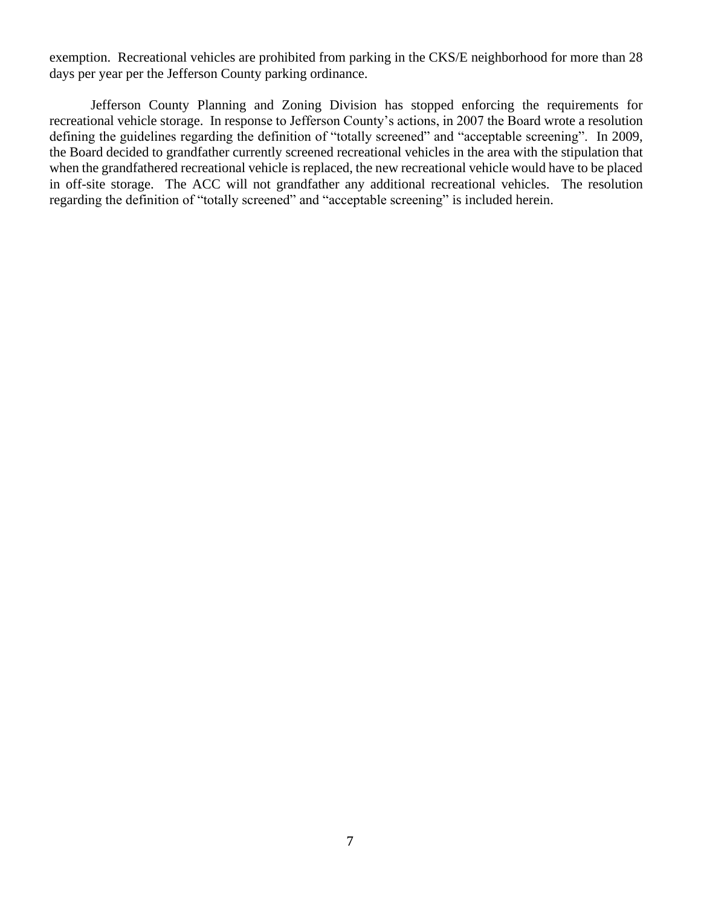exemption. Recreational vehicles are prohibited from parking in the CKS/E neighborhood for more than 28 days per year per the Jefferson County parking ordinance.

Jefferson County Planning and Zoning Division has stopped enforcing the requirements for recreational vehicle storage. In response to Jefferson County's actions, in 2007 the Board wrote a resolution defining the guidelines regarding the definition of "totally screened" and "acceptable screening". In 2009, the Board decided to grandfather currently screened recreational vehicles in the area with the stipulation that when the grandfathered recreational vehicle is replaced, the new recreational vehicle would have to be placed in off-site storage. The ACC will not grandfather any additional recreational vehicles. The resolution regarding the definition of "totally screened" and "acceptable screening" is included herein.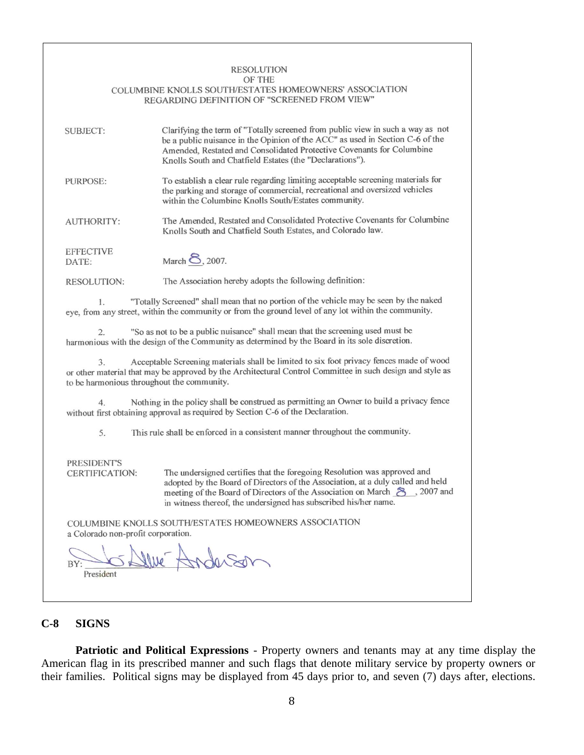RESOLUTION
OF THE
COLUMBINE KNOLLS SOUTH/ESTATES HOMEOWNERS' ASSOCIATION
REGARDING DEFINITION OF "SCREENED FROM VIEW"

SUBJECT: Clarifying the term of "Totally screened from public view in such a way as not be a public nuisance in the Opinion of the ACC" as used in Section C-6 of the Amended, Restated and Consolidated Protective Covenants for Columbine Knolls South and Chatfield Estates (the "Declarations").

PURPOSE: To establish a clear rule regarding limiting acceptable screening materials for the parking and storage of commercial, recreational and oversized vehicles within the Columbine Knolls South/Estates community.

AUTHORITY: The Amended, Restated and Consolidated Protective Covenants for Columbine Knolls South and Chatfield South Estates, and Colorado law.

EFFECTIVE DATE: March 8, 2007.

RESOLUTION: The Association hereby adopts the following definition:

1. "Totally Screened" shall mean that no portion of the vehicle may be seen by the naked eye, from any street, within the community or from the ground level of any lot within the community.

2. "So as not to be a public nuisance" shall mean that the screening used must be harmonious with the design of the Community as determined by the Board in its sole discretion.

3. Acceptable Screening materials shall be limited to six foot privacy fences made of wood or other material that may be approved by the Architectural Control Committee in such design and style as to be harmonious throughout the community.

4. Nothing in the policy shall be construed as permitting an Owner to build a privacy fence without first obtaining approval as required by Section C-6 of the Declaration.

5. This rule shall be enforced in a consistent manner throughout the community.

PRESIDENT'S CERTIFICATION: The undersigned certifies that the foregoing Resolution was approved and adopted by the Board of Directors of the Association, at a duly called and held meeting of the Board of Directors of the Association on March 8, 2007 and in witness thereof, the undersigned has subscribed his/her name.

COLUMBINE KNOLLS SOUTH/ESTATES HOMEOWNERS ASSOCIATION
a Colorado non-profit corporation.

BY: Jo Anne Anderson
President

## C-8 SIGNS

**Patriotic and Political Expressions** - Property owners and tenants may at any time display the American flag in its prescribed manner and such flags that denote military service by property owners or their families. Political signs may be displayed from 45 days prior to, and seven (7) days after, elections.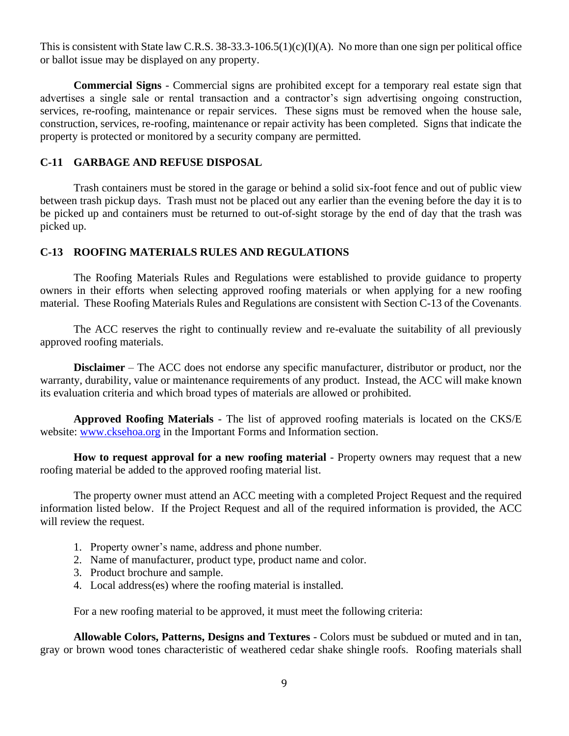This is consistent with State law C.R.S. 38-33.3-106.5(1)(c)(I)(A). No more than one sign per political office or ballot issue may be displayed on any property.

**Commercial Signs** - Commercial signs are prohibited except for a temporary real estate sign that advertises a single sale or rental transaction and a contractor's sign advertising ongoing construction, services, re-roofing, maintenance or repair services. These signs must be removed when the house sale, construction, services, re-roofing, maintenance or repair activity has been completed. Signs that indicate the property is protected or monitored by a security company are permitted.

## C-11 GARBAGE AND REFUSE DISPOSAL

Trash containers must be stored in the garage or behind a solid six-foot fence and out of public view between trash pickup days. Trash must not be placed out any earlier than the evening before the day it is to be picked up and containers must be returned to out-of-sight storage by the end of day that the trash was picked up.

## C-13 ROOFING MATERIALS RULES AND REGULATIONS

The Roofing Materials Rules and Regulations were established to provide guidance to property owners in their efforts when selecting approved roofing materials or when applying for a new roofing material. These Roofing Materials Rules and Regulations are consistent with Section C-13 of the Covenants.

The ACC reserves the right to continually review and re-evaluate the suitability of all previously approved roofing materials.

**Disclaimer** – The ACC does not endorse any specific manufacturer, distributor or product, nor the warranty, durability, value or maintenance requirements of any product. Instead, the ACC will make known its evaluation criteria and which broad types of materials are allowed or prohibited.

**Approved Roofing Materials** - The list of approved roofing materials is located on the CKS/E website: www.cksehoa.org in the Important Forms and Information section.

**How to request approval for a new roofing material** - Property owners may request that a new roofing material be added to the approved roofing material list.

The property owner must attend an ACC meeting with a completed Project Request and the required information listed below. If the Project Request and all of the required information is provided, the ACC will review the request.

1. Property owner's name, address and phone number.
2. Name of manufacturer, product type, product name and color.
3. Product brochure and sample.
4. Local address(es) where the roofing material is installed.

For a new roofing material to be approved, it must meet the following criteria:

**Allowable Colors, Patterns, Designs and Textures** - Colors must be subdued or muted and in tan, gray or brown wood tones characteristic of weathered cedar shake shingle roofs. Roofing materials shall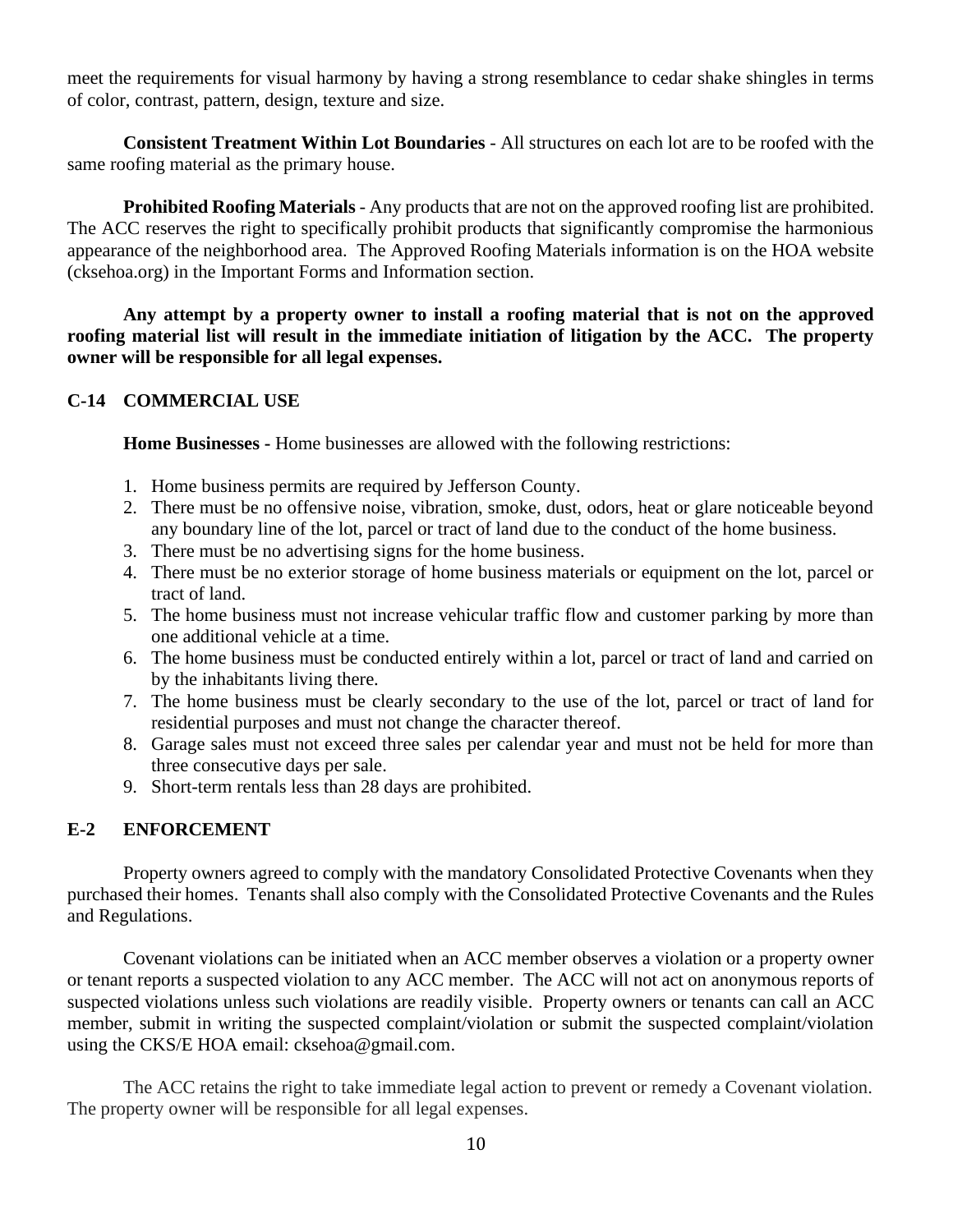meet the requirements for visual harmony by having a strong resemblance to cedar shake shingles in terms of color, contrast, pattern, design, texture and size.

**Consistent Treatment Within Lot Boundaries** - All structures on each lot are to be roofed with the same roofing material as the primary house.

**Prohibited Roofing Materials** - Any products that are not on the approved roofing list are prohibited. The ACC reserves the right to specifically prohibit products that significantly compromise the harmonious appearance of the neighborhood area. The Approved Roofing Materials information is on the HOA website (cksehoa.org) in the Important Forms and Information section.

**Any attempt by a property owner to install a roofing material that is not on the approved roofing material list will result in the immediate initiation of litigation by the ACC. The property owner will be responsible for all legal expenses.**

## C-14 COMMERCIAL USE

**Home Businesses -** Home businesses are allowed with the following restrictions:

1. Home business permits are required by Jefferson County.
2. There must be no offensive noise, vibration, smoke, dust, odors, heat or glare noticeable beyond any boundary line of the lot, parcel or tract of land due to the conduct of the home business.
3. There must be no advertising signs for the home business.
4. There must be no exterior storage of home business materials or equipment on the lot, parcel or tract of land.
5. The home business must not increase vehicular traffic flow and customer parking by more than one additional vehicle at a time.
6. The home business must be conducted entirely within a lot, parcel or tract of land and carried on by the inhabitants living there.
7. The home business must be clearly secondary to the use of the lot, parcel or tract of land for residential purposes and must not change the character thereof.
8. Garage sales must not exceed three sales per calendar year and must not be held for more than three consecutive days per sale.
9. Short-term rentals less than 28 days are prohibited.

## E-2 ENFORCEMENT

Property owners agreed to comply with the mandatory Consolidated Protective Covenants when they purchased their homes. Tenants shall also comply with the Consolidated Protective Covenants and the Rules and Regulations.

Covenant violations can be initiated when an ACC member observes a violation or a property owner or tenant reports a suspected violation to any ACC member. The ACC will not act on anonymous reports of suspected violations unless such violations are readily visible. Property owners or tenants can call an ACC member, submit in writing the suspected complaint/violation or submit the suspected complaint/violation using the CKS/E HOA email: cksehoa@gmail.com.

The ACC retains the right to take immediate legal action to prevent or remedy a Covenant violation. The property owner will be responsible for all legal expenses.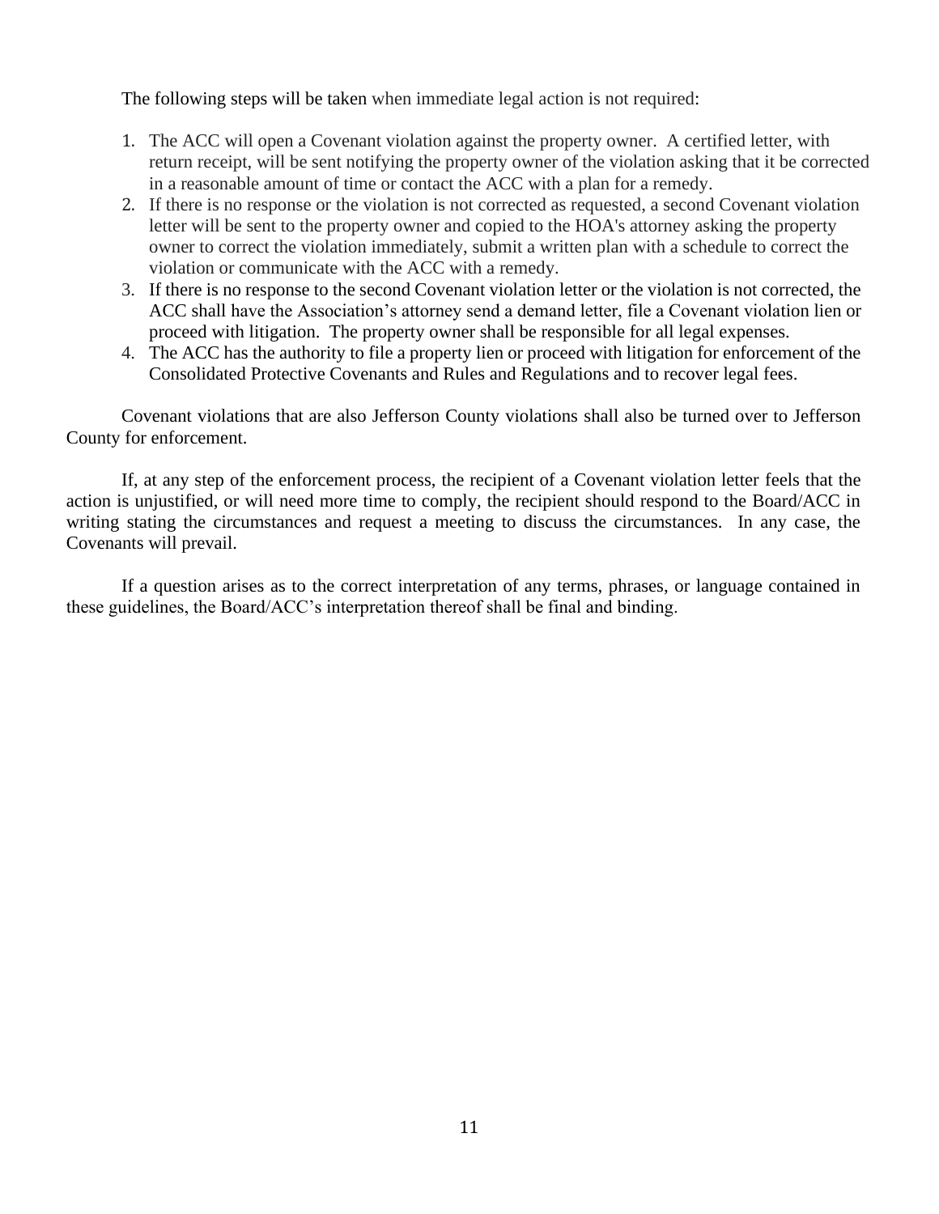The following steps will be taken when immediate legal action is not required:

1. The ACC will open a Covenant violation against the property owner. A certified letter, with return receipt, will be sent notifying the property owner of the violation asking that it be corrected in a reasonable amount of time or contact the ACC with a plan for a remedy.
2. If there is no response or the violation is not corrected as requested, a second Covenant violation letter will be sent to the property owner and copied to the HOA's attorney asking the property owner to correct the violation immediately, submit a written plan with a schedule to correct the violation or communicate with the ACC with a remedy.
3. If there is no response to the second Covenant violation letter or the violation is not corrected, the ACC shall have the Association's attorney send a demand letter, file a Covenant violation lien or proceed with litigation. The property owner shall be responsible for all legal expenses.
4. The ACC has the authority to file a property lien or proceed with litigation for enforcement of the Consolidated Protective Covenants and Rules and Regulations and to recover legal fees.

Covenant violations that are also Jefferson County violations shall also be turned over to Jefferson County for enforcement.

If, at any step of the enforcement process, the recipient of a Covenant violation letter feels that the action is unjustified, or will need more time to comply, the recipient should respond to the Board/ACC in writing stating the circumstances and request a meeting to discuss the circumstances. In any case, the Covenants will prevail.

If a question arises as to the correct interpretation of any terms, phrases, or language contained in these guidelines, the Board/ACC's interpretation thereof shall be final and binding.